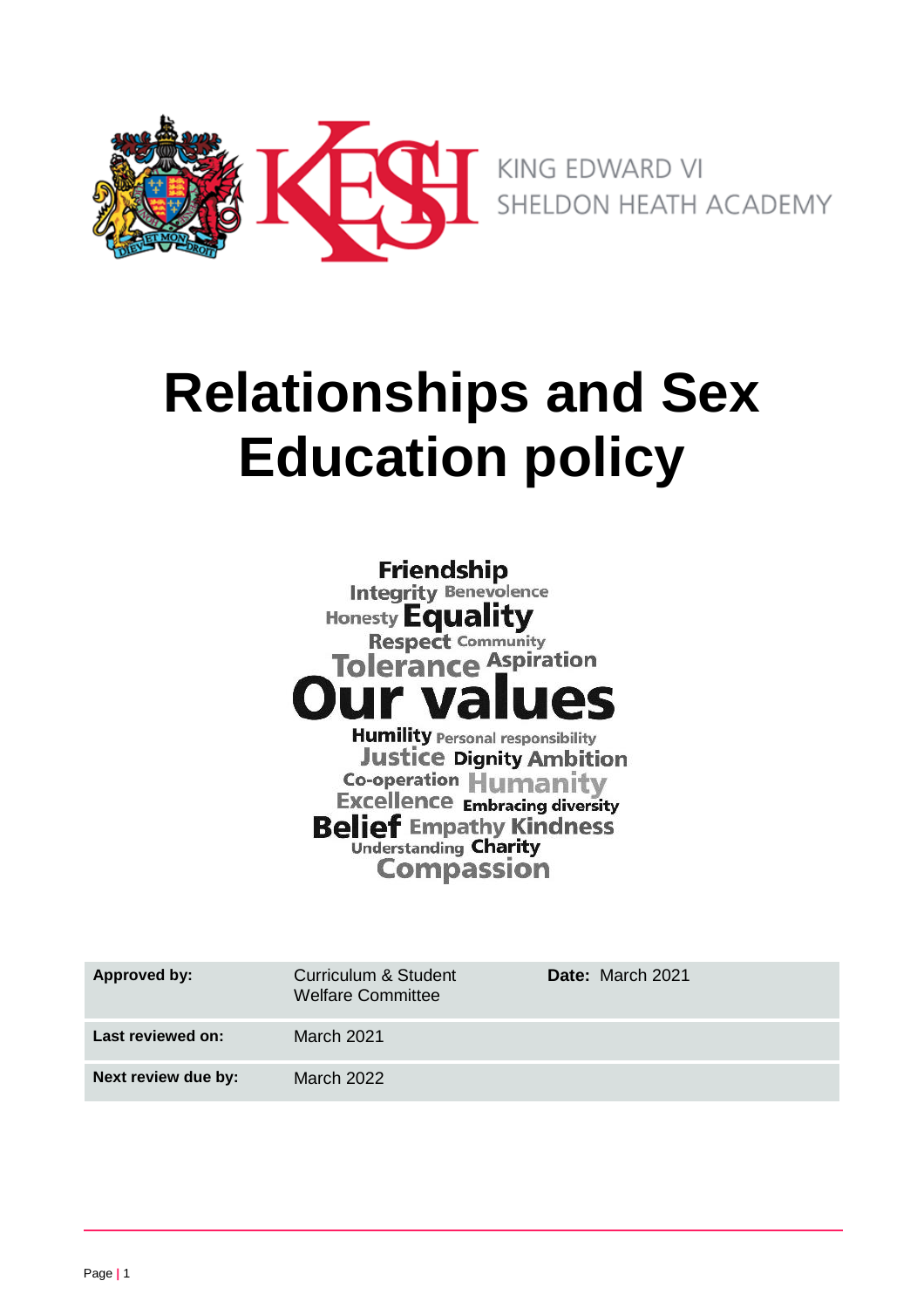KING EDWARD VI
SHELDON HEATH ACADEMY

# Relationships and Sex Education policy

Friendship
Integrity Benevolence
Honesty Equality
Respect Community
Tolerance Aspiration
Our values
Humility Personal responsibility
Justice Dignity Ambition
Co-operation Humanity
Excellence Embracing diversity
Belief Empathy Kindness
Understanding Charity
Compassion

| | | |
|---|---|---|
| **Approved by:** | Curriculum & Student Welfare Committee | **Date:** March 2021 |
| **Last reviewed on:** | March 2021 | |
| **Next review due by:** | March 2022 | |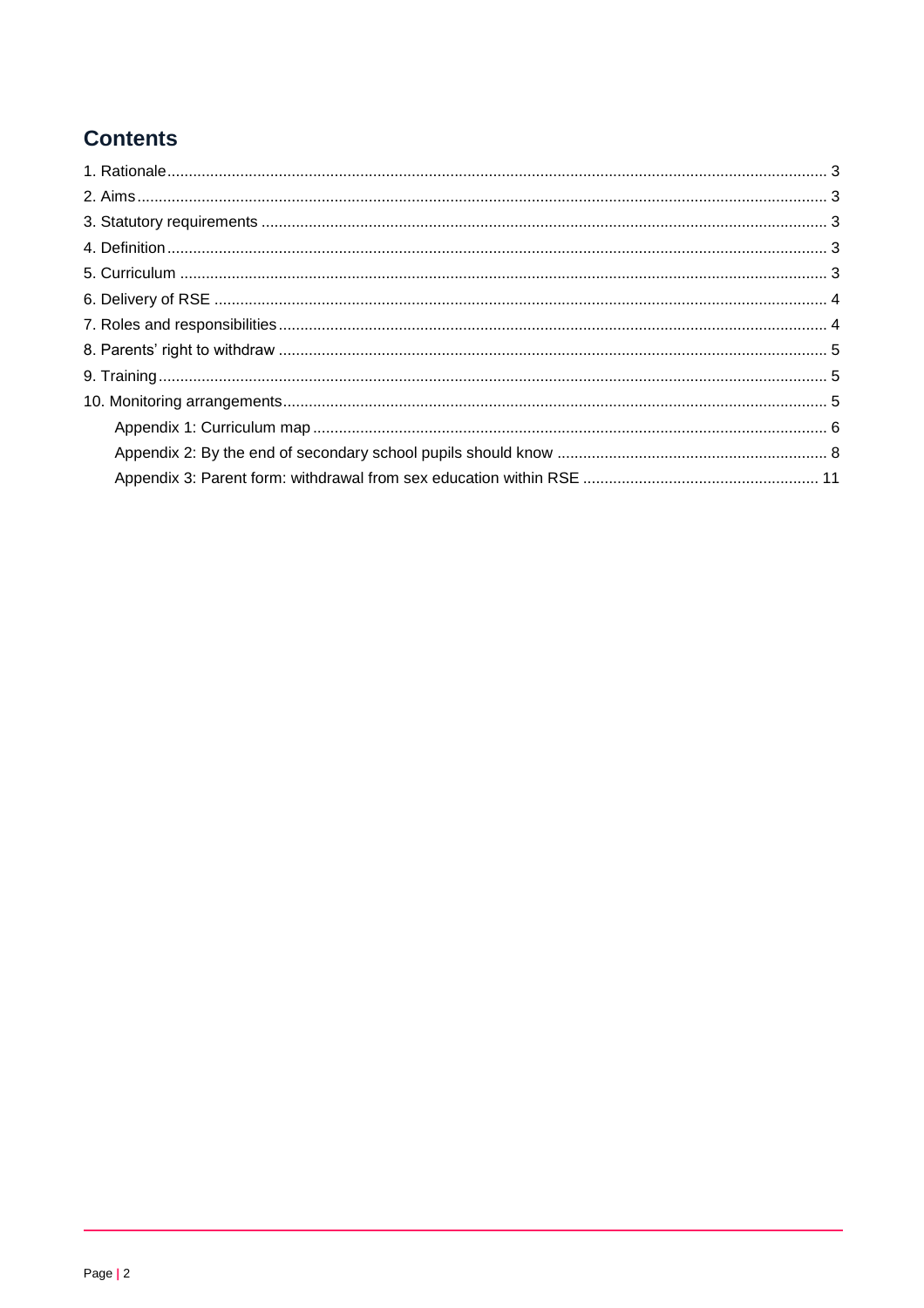## Contents

1. Rationale ........ 3
2. Aims ........ 3
3. Statutory requirements ........ 3
4. Definition ........ 3
5. Curriculum ........ 3
6. Delivery of RSE ........ 4
7. Roles and responsibilities ........ 4
8. Parents' right to withdraw ........ 5
9. Training ........ 5
10. Monitoring arrangements ........ 5
    - Appendix 1: Curriculum map ........ 6
    - Appendix 2: By the end of secondary school pupils should know ........ 8
    - Appendix 3: Parent form: withdrawal from sex education within RSE ........ 11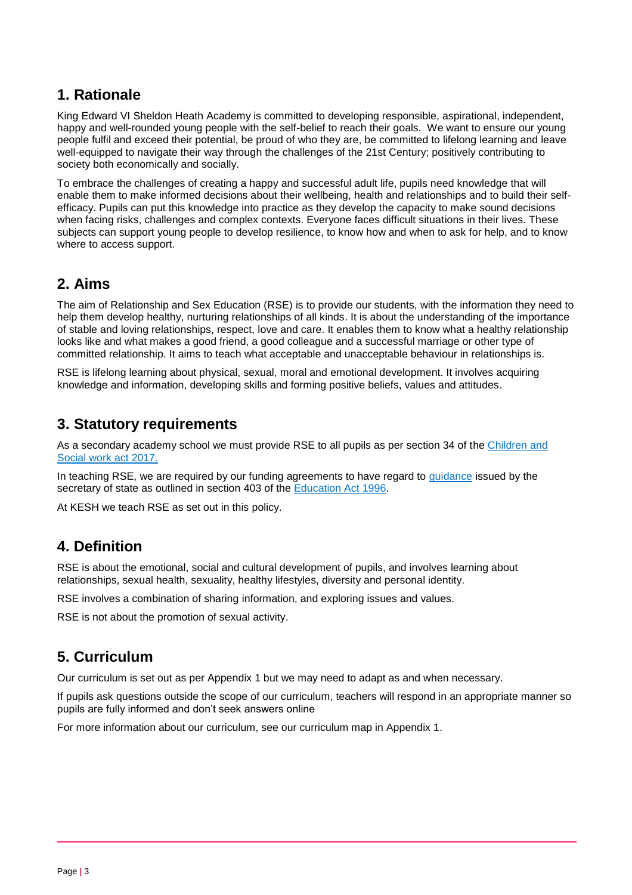## 1. Rationale

King Edward VI Sheldon Heath Academy is committed to developing responsible, aspirational, independent, happy and well-rounded young people with the self-belief to reach their goals. We want to ensure our young people fulfil and exceed their potential, be proud of who they are, be committed to lifelong learning and leave well-equipped to navigate their way through the challenges of the 21st Century; positively contributing to society both economically and socially.

To embrace the challenges of creating a happy and successful adult life, pupils need knowledge that will enable them to make informed decisions about their wellbeing, health and relationships and to build their self-efficacy. Pupils can put this knowledge into practice as they develop the capacity to make sound decisions when facing risks, challenges and complex contexts. Everyone faces difficult situations in their lives. These subjects can support young people to develop resilience, to know how and when to ask for help, and to know where to access support.

## 2. Aims

The aim of Relationship and Sex Education (RSE) is to provide our students, with the information they need to help them develop healthy, nurturing relationships of all kinds. It is about the understanding of the importance of stable and loving relationships, respect, love and care. It enables them to know what a healthy relationship looks like and what makes a good friend, a good colleague and a successful marriage or other type of committed relationship. It aims to teach what acceptable and unacceptable behaviour in relationships is.

RSE is lifelong learning about physical, sexual, moral and emotional development. It involves acquiring knowledge and information, developing skills and forming positive beliefs, values and attitudes.

## 3. Statutory requirements

As a secondary academy school we must provide RSE to all pupils as per section 34 of the Children and Social work act 2017.

In teaching RSE, we are required by our funding agreements to have regard to guidance issued by the secretary of state as outlined in section 403 of the Education Act 1996.

At KESH we teach RSE as set out in this policy.

## 4. Definition

RSE is about the emotional, social and cultural development of pupils, and involves learning about relationships, sexual health, sexuality, healthy lifestyles, diversity and personal identity.

RSE involves a combination of sharing information, and exploring issues and values.

RSE is not about the promotion of sexual activity.

## 5. Curriculum

Our curriculum is set out as per Appendix 1 but we may need to adapt as and when necessary.

If pupils ask questions outside the scope of our curriculum, teachers will respond in an appropriate manner so pupils are fully informed and don't seek answers online

For more information about our curriculum, see our curriculum map in Appendix 1.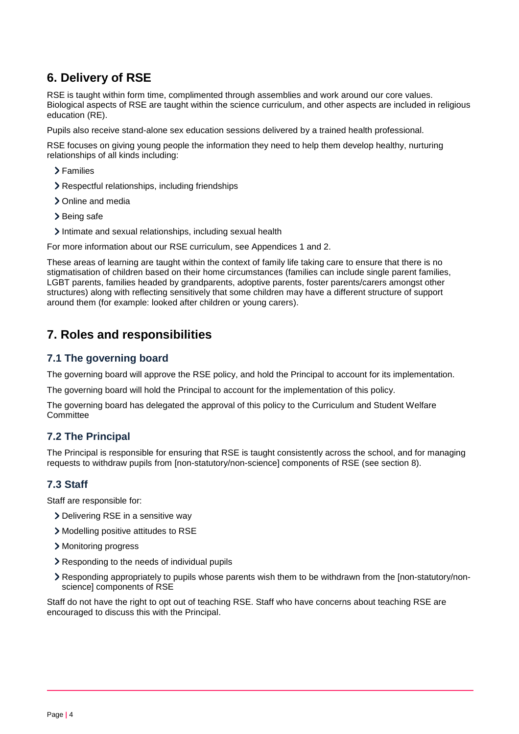## 6. Delivery of RSE

RSE is taught within form time, complimented through assemblies and work around our core values. Biological aspects of RSE are taught within the science curriculum, and other aspects are included in religious education (RE).

Pupils also receive stand-alone sex education sessions delivered by a trained health professional.

RSE focuses on giving young people the information they need to help them develop healthy, nurturing relationships of all kinds including:

- Families
- Respectful relationships, including friendships
- Online and media
- Being safe
- Intimate and sexual relationships, including sexual health

For more information about our RSE curriculum, see Appendices 1 and 2.

These areas of learning are taught within the context of family life taking care to ensure that there is no stigmatisation of children based on their home circumstances (families can include single parent families, LGBT parents, families headed by grandparents, adoptive parents, foster parents/carers amongst other structures) along with reflecting sensitively that some children may have a different structure of support around them (for example: looked after children or young carers).

## 7. Roles and responsibilities

### 7.1 The governing board

The governing board will approve the RSE policy, and hold the Principal to account for its implementation.

The governing board will hold the Principal to account for the implementation of this policy.

The governing board has delegated the approval of this policy to the Curriculum and Student Welfare Committee

### 7.2 The Principal

The Principal is responsible for ensuring that RSE is taught consistently across the school, and for managing requests to withdraw pupils from [non-statutory/non-science] components of RSE (see section 8).

### 7.3 Staff

Staff are responsible for:

- Delivering RSE in a sensitive way
- Modelling positive attitudes to RSE
- Monitoring progress
- Responding to the needs of individual pupils
- Responding appropriately to pupils whose parents wish them to be withdrawn from the [non-statutory/non-science] components of RSE

Staff do not have the right to opt out of teaching RSE. Staff who have concerns about teaching RSE are encouraged to discuss this with the Principal.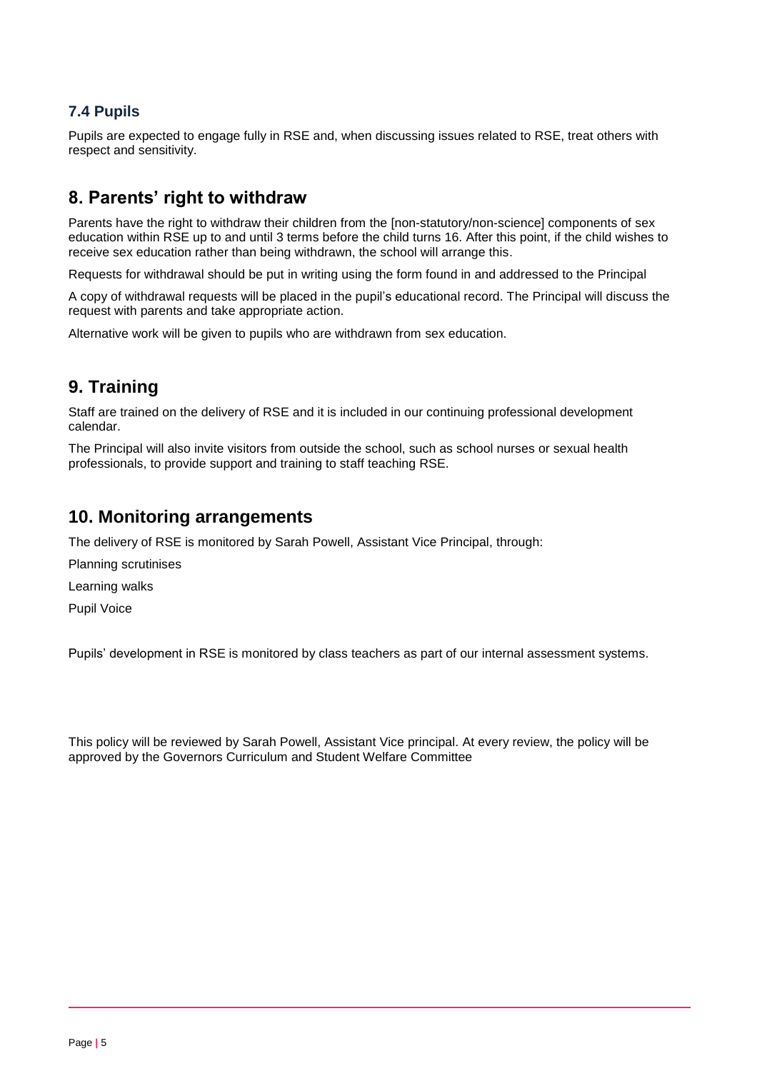### 7.4 Pupils

Pupils are expected to engage fully in RSE and, when discussing issues related to RSE, treat others with respect and sensitivity.

## 8. Parents' right to withdraw

Parents have the right to withdraw their children from the [non-statutory/non-science] components of sex education within RSE up to and until 3 terms before the child turns 16. After this point, if the child wishes to receive sex education rather than being withdrawn, the school will arrange this.

Requests for withdrawal should be put in writing using the form found in and addressed to the Principal

A copy of withdrawal requests will be placed in the pupil's educational record. The Principal will discuss the request with parents and take appropriate action.

Alternative work will be given to pupils who are withdrawn from sex education.

## 9. Training

Staff are trained on the delivery of RSE and it is included in our continuing professional development calendar.

The Principal will also invite visitors from outside the school, such as school nurses or sexual health professionals, to provide support and training to staff teaching RSE.

## 10. Monitoring arrangements

The delivery of RSE is monitored by Sarah Powell, Assistant Vice Principal, through:

Planning scrutinises

Learning walks

Pupil Voice

Pupils' development in RSE is monitored by class teachers as part of our internal assessment systems.

This policy will be reviewed by Sarah Powell, Assistant Vice principal. At every review, the policy will be approved by the Governors Curriculum and Student Welfare Committee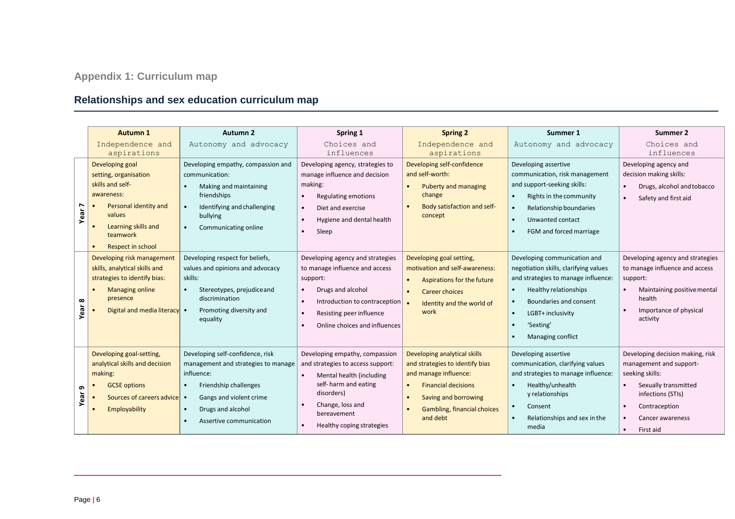## Appendix 1: Curriculum map

## Relationships and sex education curriculum map

| | Autumn 1<br>Independence and aspirations | Autumn 2<br>Autonomy and advocacy | Spring 1<br>Choices and influences | Spring 2<br>Independence and aspirations | Summer 1<br>Autonomy and advocacy | Summer 2<br>Choices and influences |
|---|---|---|---|---|---|---|
| **Year 7** | Developing goal setting, organisation skills and self-awareness:<br>• Personal identity and values<br>• Learning skills and teamwork<br>• Respect in school | Developing empathy, compassion and communication:<br>• Making and maintaining friendships<br>• Identifying and challenging bullying<br>• Communicating online | Developing agency, strategies to manage influence and decision making:<br>• Regulating emotions<br>• Diet and exercise<br>• Hygiene and dental health<br>• Sleep | Developing self-confidence and self-worth:<br>• Puberty and managing change<br>• Body satisfaction and self-concept | Developing assertive communication, risk management and support-seeking skills:<br>• Rights in the community<br>• Relationship boundaries<br>• Unwanted contact<br>• FGM and forced marriage | Developing agency and decision making skills:<br>• Drugs, alcohol and tobacco<br>• Safety and first aid |
| **Year 8** | Developing risk management skills, analytical skills and strategies to identify bias:<br>• Managing online presence<br>• Digital and media literacy | Developing respect for beliefs, values and opinions and advocacy skills:<br>• Stereotypes, prejudice and discrimination<br>• Promoting diversity and equality | Developing agency and strategies to manage influence and access support:<br>• Drugs and alcohol<br>• Introduction to contraception<br>• Resisting peer influence<br>• Online choices and influences | Developing goal setting, motivation and self-awareness:<br>• Aspirations for the future<br>• Career choices<br>• Identity and the world of work | Developing communication and negotiation skills, clarifying values and strategies to manage influence:<br>• Healthy relationships<br>• Boundaries and consent<br>• LGBT+ inclusivity<br>• 'Sexting'<br>• Managing conflict | Developing agency and strategies to manage influence and access support:<br>• Maintaining positive mental health<br>• Importance of physical activity |
| **Year 9** | Developing goal-setting, analytical skills and decision making:<br>• GCSE options<br>• Sources of careers advice<br>• Employability | Developing self-confidence, risk management and strategies to manage influence:<br>• Friendship challenges<br>• Gangs and violent crime<br>• Drugs and alcohol<br>• Assertive communication | Developing empathy, compassion and strategies to access support:<br>• Mental health (including self-harm and eating disorders)<br>• Change, loss and bereavement<br>• Healthy coping strategies | Developing analytical skills and strategies to identify bias and manage influence:<br>• Financial decisions<br>• Saving and borrowing<br>• Gambling, financial choices and debt | Developing assertive communication, clarifying values and strategies to manage influence:<br>• Healthy/unhealthy relationships<br>• Consent<br>• Relationships and sex in the media | Developing decision making, risk management and support-seeking skills:<br>• Sexually transmitted infections (STIs)<br>• Contraception<br>• Cancer awareness<br>• First aid |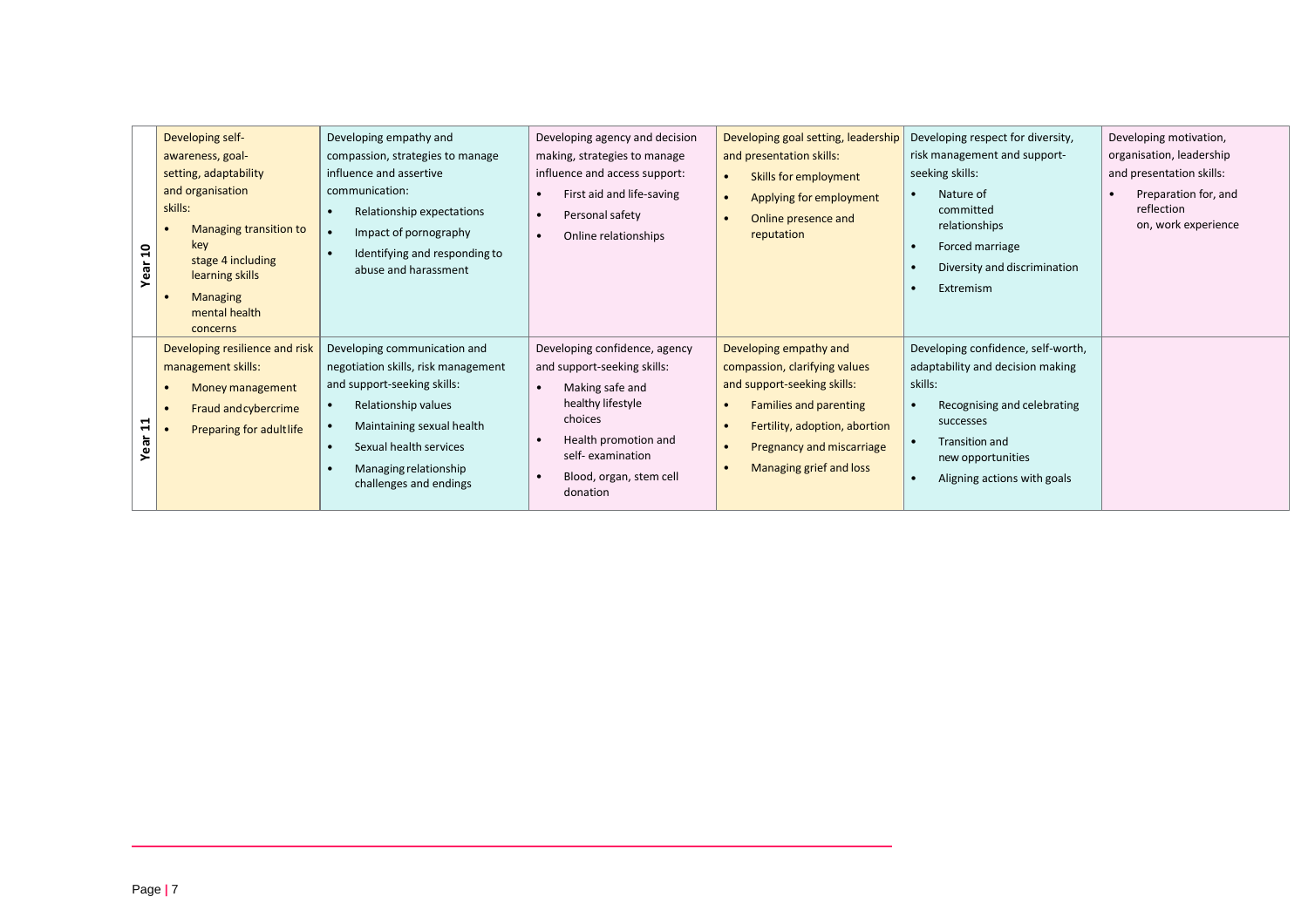| | | | | | | |
|---|---|---|---|---|---|---|
| **Year 10** | Developing self-awareness, goal-setting, adaptability and organisation skills:<br>• Managing transition to key stage 4 including learning skills<br>• Managing mental health concerns | Developing empathy and compassion, strategies to manage influence and assertive communication:<br>• Relationship expectations<br>• Impact of pornography<br>• Identifying and responding to abuse and harassment | Developing agency and decision making, strategies to manage influence and access support:<br>• First aid and life-saving<br>• Personal safety<br>• Online relationships | Developing goal setting, leadership and presentation skills:<br>• Skills for employment<br>• Applying for employment<br>• Online presence and reputation | Developing respect for diversity, risk management and support-seeking skills:<br>• Nature of committed relationships<br>• Forced marriage<br>• Diversity and discrimination<br>• Extremism | Developing motivation, organisation, leadership and presentation skills:<br>• Preparation for, and reflection on, work experience |
| **Year 11** | Developing resilience and risk management skills:<br>• Money management<br>• Fraud and cybercrime<br>• Preparing for adult life | Developing communication and negotiation skills, risk management and support-seeking skills:<br>• Relationship values<br>• Maintaining sexual health<br>• Sexual health services<br>• Managing relationship challenges and endings | Developing confidence, agency and support-seeking skills:<br>• Making safe and healthy lifestyle choices<br>• Health promotion and self- examination<br>• Blood, organ, stem cell donation | Developing empathy and compassion, clarifying values and support-seeking skills:<br>• Families and parenting<br>• Fertility, adoption, abortion<br>• Pregnancy and miscarriage<br>• Managing grief and loss | Developing confidence, self-worth, adaptability and decision making skills:<br>• Recognising and celebrating successes<br>• Transition and new opportunities<br>• Aligning actions with goals | |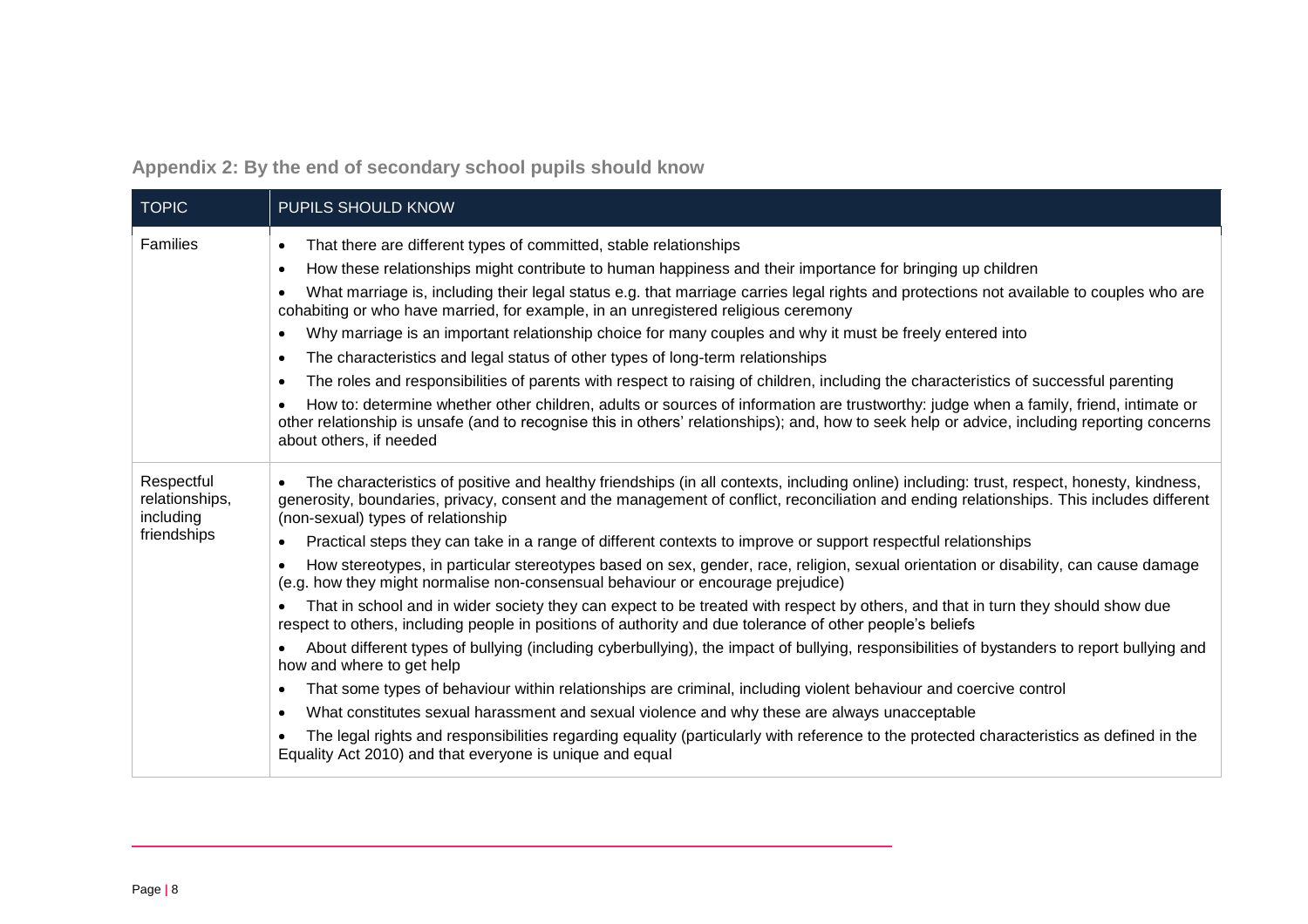## Appendix 2: By the end of secondary school pupils should know

| TOPIC | PUPILS SHOULD KNOW |
| --- | --- |
| Families | • That there are different types of committed, stable relationships<br>• How these relationships might contribute to human happiness and their importance for bringing up children<br>• What marriage is, including their legal status e.g. that marriage carries legal rights and protections not available to couples who are cohabiting or who have married, for example, in an unregistered religious ceremony<br>• Why marriage is an important relationship choice for many couples and why it must be freely entered into<br>• The characteristics and legal status of other types of long-term relationships<br>• The roles and responsibilities of parents with respect to raising of children, including the characteristics of successful parenting<br>• How to: determine whether other children, adults or sources of information are trustworthy: judge when a family, friend, intimate or other relationship is unsafe (and to recognise this in others' relationships); and, how to seek help or advice, including reporting concerns about others, if needed |
| Respectful relationships, including friendships | • The characteristics of positive and healthy friendships (in all contexts, including online) including: trust, respect, honesty, kindness, generosity, boundaries, privacy, consent and the management of conflict, reconciliation and ending relationships. This includes different (non-sexual) types of relationship<br>• Practical steps they can take in a range of different contexts to improve or support respectful relationships<br>• How stereotypes, in particular stereotypes based on sex, gender, race, religion, sexual orientation or disability, can cause damage (e.g. how they might normalise non-consensual behaviour or encourage prejudice)<br>• That in school and in wider society they can expect to be treated with respect by others, and that in turn they should show due respect to others, including people in positions of authority and due tolerance of other people's beliefs<br>• About different types of bullying (including cyberbullying), the impact of bullying, responsibilities of bystanders to report bullying and how and where to get help<br>• That some types of behaviour within relationships are criminal, including violent behaviour and coercive control<br>• What constitutes sexual harassment and sexual violence and why these are always unacceptable<br>• The legal rights and responsibilities regarding equality (particularly with reference to the protected characteristics as defined in the Equality Act 2010) and that everyone is unique and equal |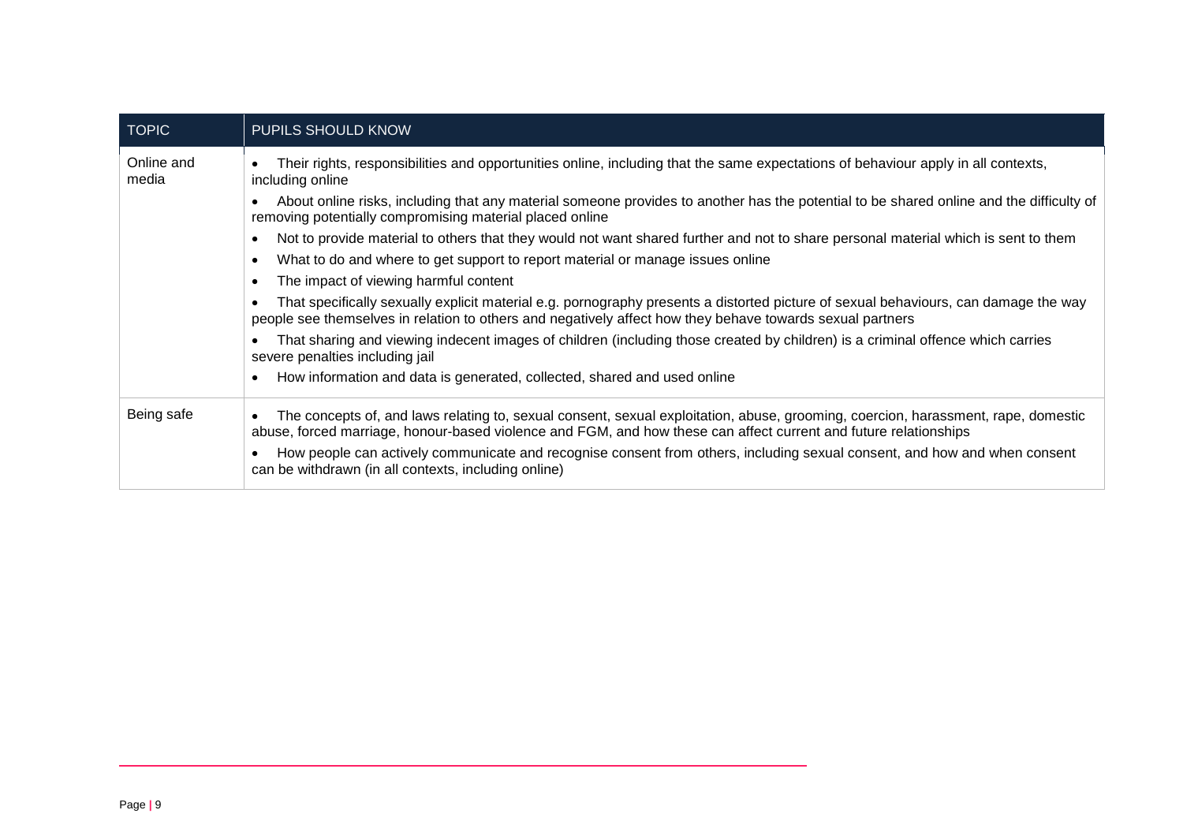| TOPIC | PUPILS SHOULD KNOW |
|---|---|
| Online and media | • Their rights, responsibilities and opportunities online, including that the same expectations of behaviour apply in all contexts, including online<br>• About online risks, including that any material someone provides to another has the potential to be shared online and the difficulty of removing potentially compromising material placed online<br>• Not to provide material to others that they would not want shared further and not to share personal material which is sent to them<br>• What to do and where to get support to report material or manage issues online<br>• The impact of viewing harmful content<br>• That specifically sexually explicit material e.g. pornography presents a distorted picture of sexual behaviours, can damage the way people see themselves in relation to others and negatively affect how they behave towards sexual partners<br>• That sharing and viewing indecent images of children (including those created by children) is a criminal offence which carries severe penalties including jail<br>• How information and data is generated, collected, shared and used online |
| Being safe | • The concepts of, and laws relating to, sexual consent, sexual exploitation, abuse, grooming, coercion, harassment, rape, domestic abuse, forced marriage, honour-based violence and FGM, and how these can affect current and future relationships<br>• How people can actively communicate and recognise consent from others, including sexual consent, and how and when consent can be withdrawn (in all contexts, including online) |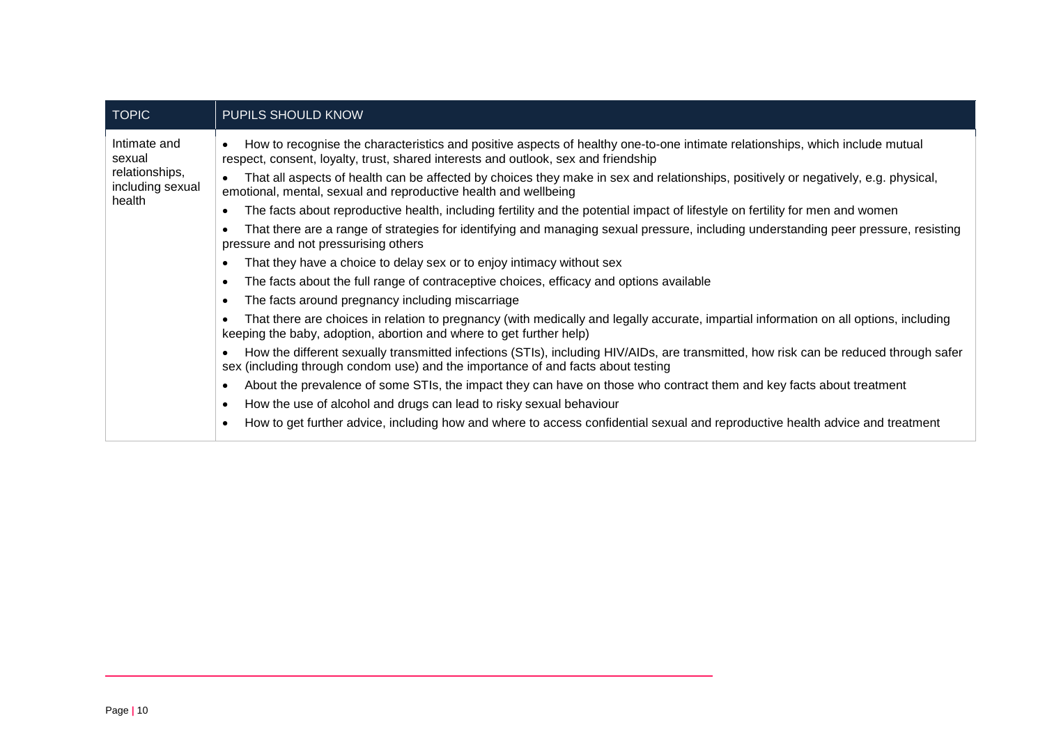| TOPIC | PUPILS SHOULD KNOW |
| --- | --- |
| Intimate and sexual relationships, including sexual health | • How to recognise the characteristics and positive aspects of healthy one-to-one intimate relationships, which include mutual respect, consent, loyalty, trust, shared interests and outlook, sex and friendship<br>• That all aspects of health can be affected by choices they make in sex and relationships, positively or negatively, e.g. physical, emotional, mental, sexual and reproductive health and wellbeing<br>• The facts about reproductive health, including fertility and the potential impact of lifestyle on fertility for men and women<br>• That there are a range of strategies for identifying and managing sexual pressure, including understanding peer pressure, resisting pressure and not pressurising others<br>• That they have a choice to delay sex or to enjoy intimacy without sex<br>• The facts about the full range of contraceptive choices, efficacy and options available<br>• The facts around pregnancy including miscarriage<br>• That there are choices in relation to pregnancy (with medically and legally accurate, impartial information on all options, including keeping the baby, adoption, abortion and where to get further help)<br>• How the different sexually transmitted infections (STIs), including HIV/AIDs, are transmitted, how risk can be reduced through safer sex (including through condom use) and the importance of and facts about testing<br>• About the prevalence of some STIs, the impact they can have on those who contract them and key facts about treatment<br>• How the use of alcohol and drugs can lead to risky sexual behaviour<br>• How to get further advice, including how and where to access confidential sexual and reproductive health advice and treatment |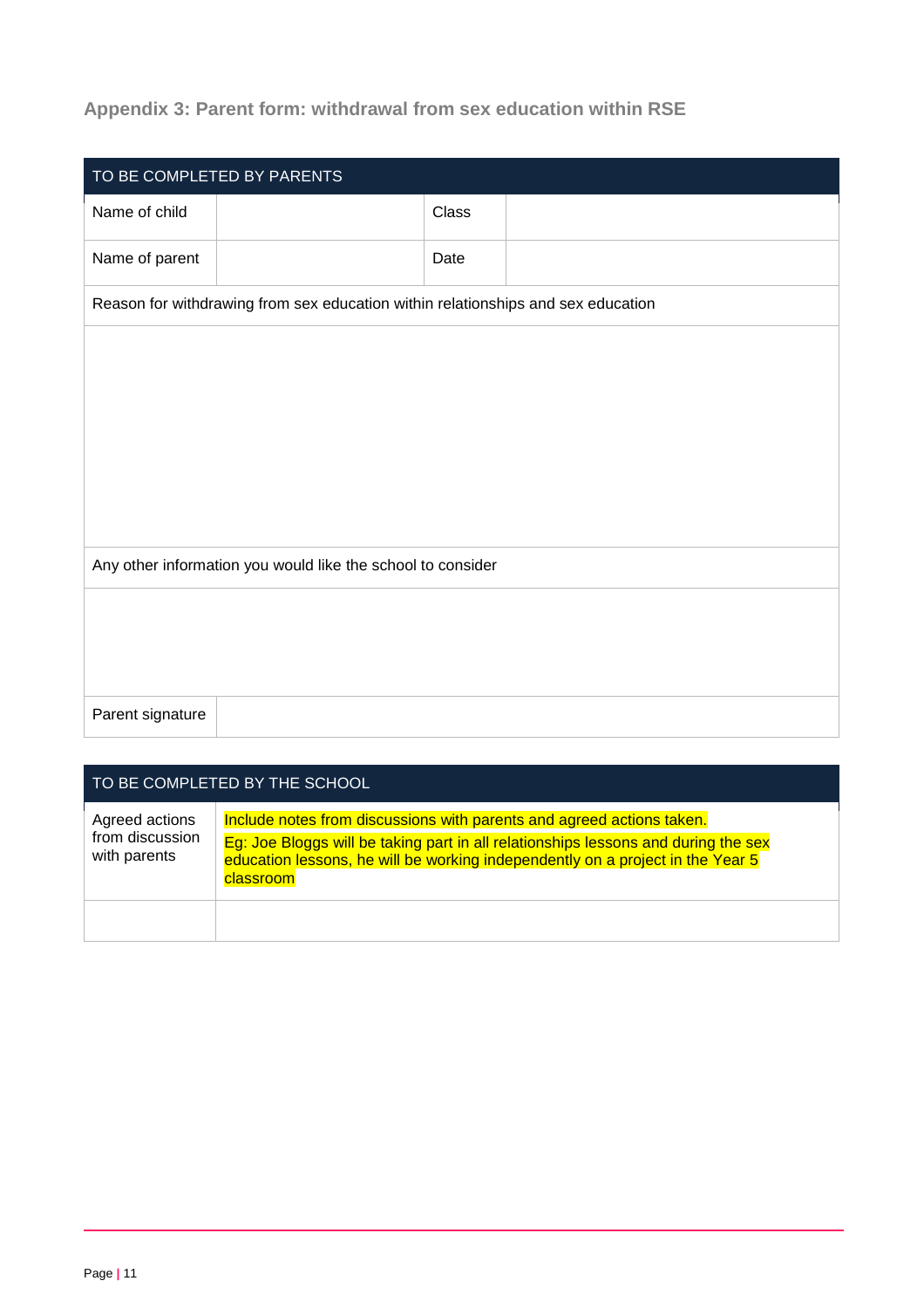## Appendix 3: Parent form: withdrawal from sex education within RSE

| TO BE COMPLETED BY PARENTS | | | |
|---|---|---|---|
| Name of child | | Class | |
| Name of parent | | Date | |
| Reason for withdrawing from sex education within relationships and sex education | | | |
| | | | |
| Any other information you would like the school to consider | | | |
| | | | |
| Parent signature | | | |

| TO BE COMPLETED BY THE SCHOOL | |
|---|---|
| Agreed actions from discussion with parents | Include notes from discussions with parents and agreed actions taken.<br>Eg: Joe Bloggs will be taking part in all relationships lessons and during the sex education lessons, he will be working independently on a project in the Year 5 classroom |
| | |